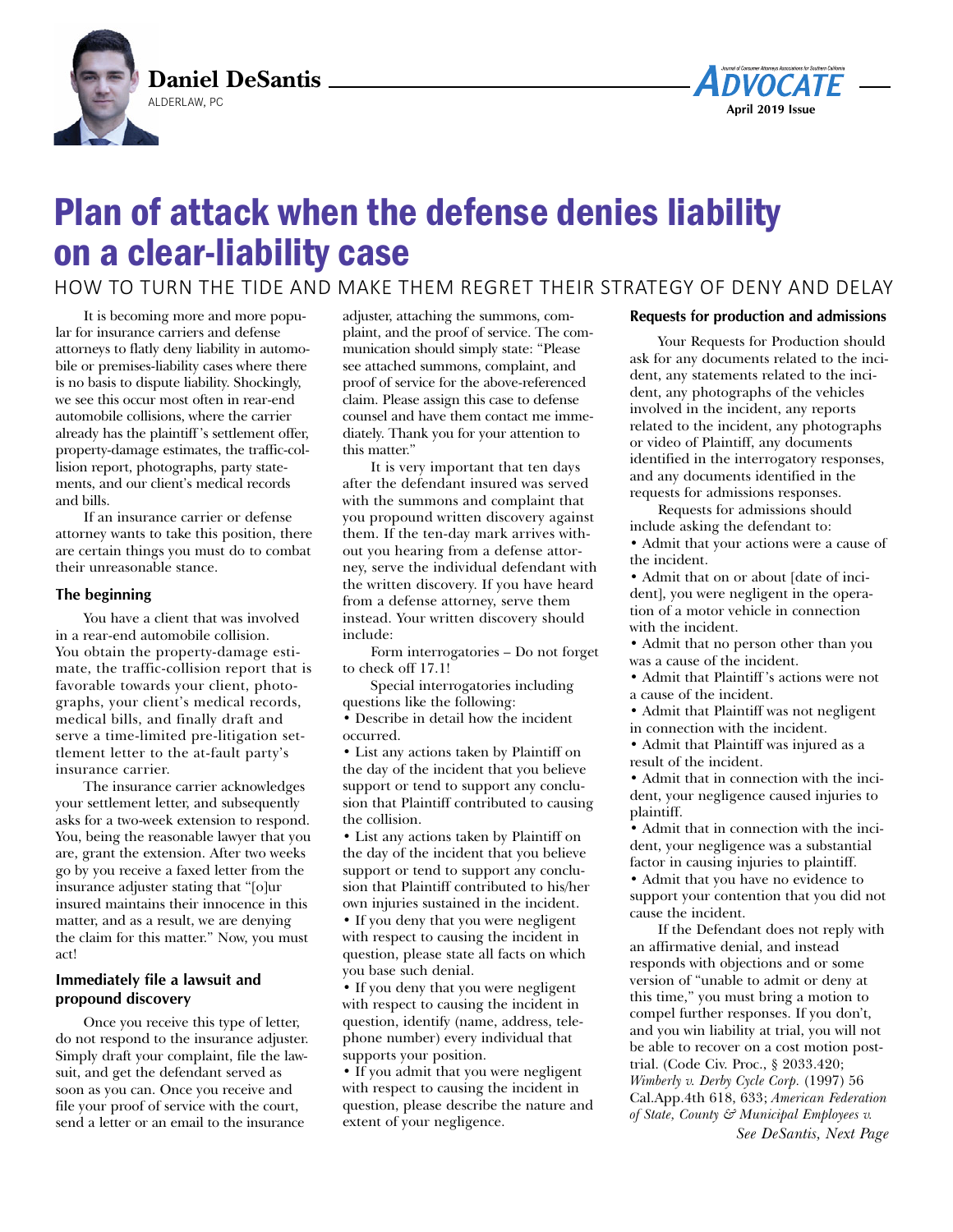**Daniel DeSantis**
ALDERLAW, PC

# Plan of attack when the defense denies liability on a clear-liability case

## HOW TO TURN THE TIDE AND MAKE THEM REGRET THEIR STRATEGY OF DENY AND DELAY

It is becoming more and more popular for insurance carriers and defense attorneys to flatly deny liability in automobile or premises-liability cases where there is no basis to dispute liability. Shockingly, we see this occur most often in rear-end automobile collisions, where the carrier already has the plaintiff's settlement offer, property-damage estimates, the traffic-collision report, photographs, party statements, and our client's medical records and bills.

If an insurance carrier or defense attorney wants to take this position, there are certain things you must do to combat their unreasonable stance.

### The beginning

You have a client that was involved in a rear-end automobile collision. You obtain the property-damage estimate, the traffic-collision report that is favorable towards your client, photographs, your client's medical records, medical bills, and finally draft and serve a time-limited pre-litigation settlement letter to the at-fault party's insurance carrier.

The insurance carrier acknowledges your settlement letter, and subsequently asks for a two-week extension to respond. You, being the reasonable lawyer that you are, grant the extension. After two weeks go by you receive a faxed letter from the insurance adjuster stating that "[o]ur insured maintains their innocence in this matter, and as a result, we are denying the claim for this matter." Now, you must act!

### Immediately file a lawsuit and propound discovery

Once you receive this type of letter, do not respond to the insurance adjuster. Simply draft your complaint, file the lawsuit, and get the defendant served as soon as you can. Once you receive and file your proof of service with the court, send a letter or an email to the insurance adjuster, attaching the summons, complaint, and the proof of service. The communication should simply state: "Please see attached summons, complaint, and proof of service for the above-referenced claim. Please assign this case to defense counsel and have them contact me immediately. Thank you for your attention to this matter."

It is very important that ten days after the defendant insured was served with the summons and complaint that you propound written discovery against them. If the ten-day mark arrives without you hearing from a defense attorney, serve the individual defendant with the written discovery. If you have heard from a defense attorney, serve them instead. Your written discovery should include:

Form interrogatories – Do not forget to check off 17.1!

Special interrogatories including questions like the following:

- Describe in detail how the incident occurred.
- List any actions taken by Plaintiff on the day of the incident that you believe support or tend to support any conclusion that Plaintiff contributed to causing the collision.
- List any actions taken by Plaintiff on the day of the incident that you believe support or tend to support any conclusion that Plaintiff contributed to his/her own injuries sustained in the incident.
- If you deny that you were negligent with respect to causing the incident in question, please state all facts on which you base such denial.
- If you deny that you were negligent with respect to causing the incident in question, identify (name, address, telephone number) every individual that supports your position.
- If you admit that you were negligent with respect to causing the incident in question, please describe the nature and extent of your negligence.

### Requests for production and admissions

Your Requests for Production should ask for any documents related to the incident, any statements related to the incident, any photographs of the vehicles involved in the incident, any reports related to the incident, any photographs or video of Plaintiff, any documents identified in the interrogatory responses, and any documents identified in the requests for admissions responses.

Requests for admissions should include asking the defendant to:

- Admit that your actions were a cause of the incident.
- Admit that on or about [date of incident], you were negligent in the operation of a motor vehicle in connection with the incident.
- Admit that no person other than you was a cause of the incident.
- Admit that Plaintiff's actions were not a cause of the incident.
- Admit that Plaintiff was not negligent in connection with the incident.
- Admit that Plaintiff was injured as a result of the incident.
- Admit that in connection with the incident, your negligence caused injuries to plaintiff.
- Admit that in connection with the incident, your negligence was a substantial factor in causing injuries to plaintiff.
- Admit that you have no evidence to support your contention that you did not cause the incident.

If the Defendant does not reply with an affirmative denial, and instead responds with objections and or some version of "unable to admit or deny at this time," you must bring a motion to compel further responses. If you don't, and you win liability at trial, you will not be able to recover on a cost motion post-trial. (Code Civ. Proc., § 2033.420; *Wimberly v. Derby Cycle Corp.* (1997) 56 Cal.App.4th 618, 633; *American Federation of State, County & Municipal Employees v.*

*See DeSantis, Next Page*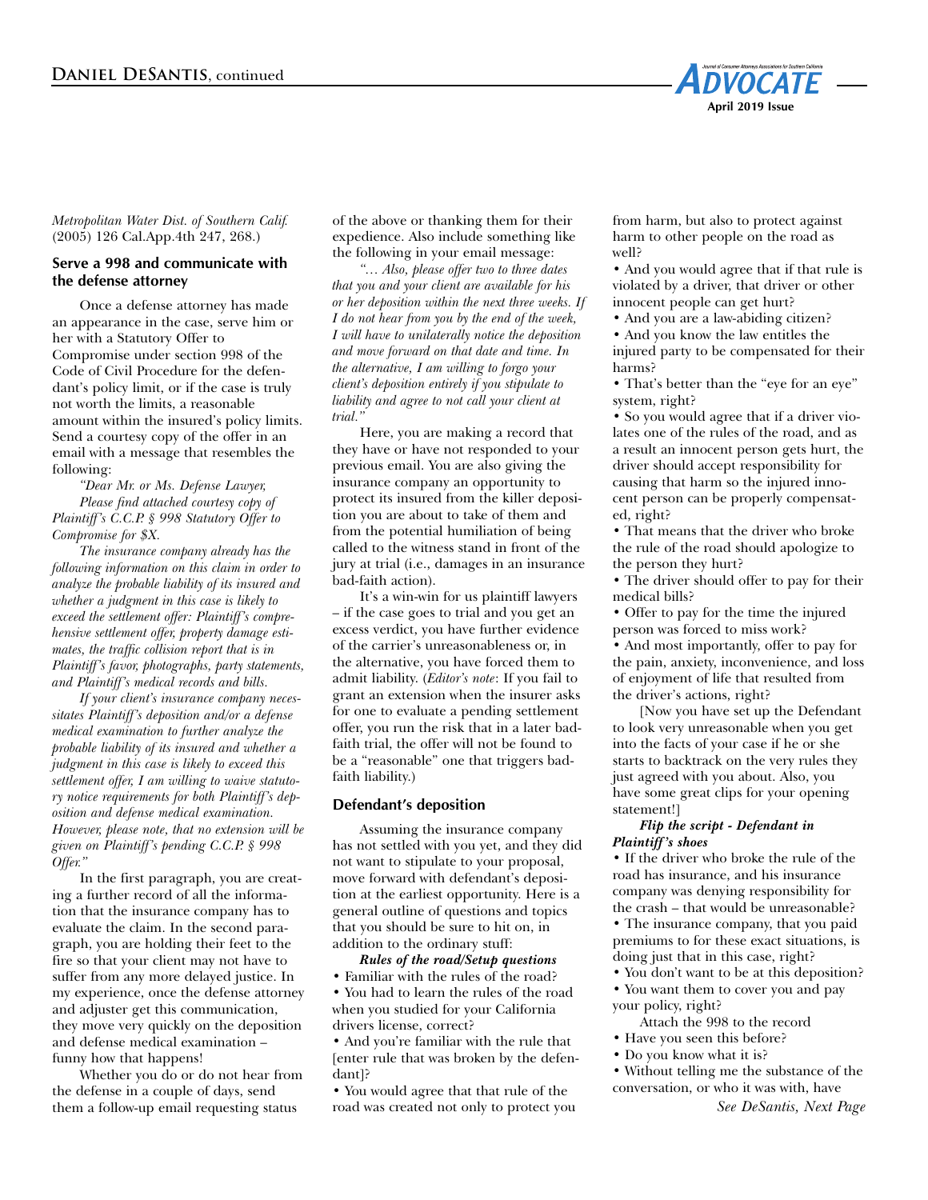*Metropolitan Water Dist. of Southern Calif.* (2005) 126 Cal.App.4th 247, 268.)

### Serve a 998 and communicate with the defense attorney

Once a defense attorney has made an appearance in the case, serve him or her with a Statutory Offer to Compromise under section 998 of the Code of Civil Procedure for the defendant's policy limit, or if the case is truly not worth the limits, a reasonable amount within the insured's policy limits. Send a courtesy copy of the offer in an email with a message that resembles the following:

*"Dear Mr. or Ms. Defense Lawyer,*

*Please find attached courtesy copy of Plaintiff's C.C.P. § 998 Statutory Offer to Compromise for $X.*

*The insurance company already has the following information on this claim in order to analyze the probable liability of its insured and whether a judgment in this case is likely to exceed the settlement offer: Plaintiff's comprehensive settlement offer, property damage estimates, the traffic collision report that is in Plaintiff's favor, photographs, party statements, and Plaintiff's medical records and bills.*

*If your client's insurance company necessitates Plaintiff's deposition and/or a defense medical examination to further analyze the probable liability of its insured and whether a judgment in this case is likely to exceed this settlement offer, I am willing to waive statutory notice requirements for both Plaintiff's deposition and defense medical examination. However, please note, that no extension will be given on Plaintiff's pending C.C.P. § 998 Offer."*

In the first paragraph, you are creating a further record of all the information that the insurance company has to evaluate the claim. In the second paragraph, you are holding their feet to the fire so that your client may not have to suffer from any more delayed justice. In my experience, once the defense attorney and adjuster get this communication, they move very quickly on the deposition and defense medical examination – funny how that happens!

Whether you do or do not hear from the defense in a couple of days, send them a follow-up email requesting status of the above or thanking them for their expedience. Also include something like the following in your email message:

*"... Also, please offer two to three dates that you and your client are available for his or her deposition within the next three weeks. If I do not hear from you by the end of the week, I will have to unilaterally notice the deposition and move forward on that date and time. In the alternative, I am willing to forgo your client's deposition entirely if you stipulate to liability and agree to not call your client at trial."*

Here, you are making a record that they have or have not responded to your previous email. You are also giving the insurance company an opportunity to protect its insured from the killer deposition you are about to take of them and from the potential humiliation of being called to the witness stand in front of the jury at trial (i.e., damages in an insurance bad-faith action).

It's a win-win for us plaintiff lawyers – if the case goes to trial and you get an excess verdict, you have further evidence of the carrier's unreasonableness or, in the alternative, you have forced them to admit liability. (*Editor's note*: If you fail to grant an extension when the insurer asks for one to evaluate a pending settlement offer, you run the risk that in a later bad-faith trial, the offer will not be found to be a "reasonable" one that triggers bad-faith liability.)

### Defendant's deposition

Assuming the insurance company has not settled with you yet, and they did not want to stipulate to your proposal, move forward with defendant's deposition at the earliest opportunity. Here is a general outline of questions and topics that you should be sure to hit on, in addition to the ordinary stuff:

***Rules of the road/Setup questions***

- Familiar with the rules of the road?
- You had to learn the rules of the road when you studied for your California drivers license, correct?
- And you're familiar with the rule that [enter rule that was broken by the defendant]?
- You would agree that that rule of the road was created not only to protect you from harm, but also to protect against harm to other people on the road as well?
- And you would agree that if that rule is violated by a driver, that driver or other innocent people can get hurt?
- And you are a law-abiding citizen?
- And you know the law entitles the injured party to be compensated for their harms?
- That's better than the "eye for an eye" system, right?
- So you would agree that if a driver violates one of the rules of the road, and as a result an innocent person gets hurt, the driver should accept responsibility for causing that harm so the injured innocent person can be properly compensated, right?
- That means that the driver who broke the rule of the road should apologize to the person they hurt?
- The driver should offer to pay for their medical bills?
- Offer to pay for the time the injured person was forced to miss work?
- And most importantly, offer to pay for the pain, anxiety, inconvenience, and loss of enjoyment of life that resulted from the driver's actions, right?

[Now you have set up the Defendant to look very unreasonable when you get into the facts of your case if he or she starts to backtrack on the very rules they just agreed with you about. Also, you have some great clips for your opening statement!]

***Flip the script - Defendant in Plaintiff's shoes***

- If the driver who broke the rule of the road has insurance, and his insurance company was denying responsibility for the crash – that would be unreasonable?
- The insurance company, that you paid premiums to for these exact situations, is doing just that in this case, right?
- You don't want to be at this deposition?
- You want them to cover you and pay your policy, right?

Attach the 998 to the record

- Have you seen this before?
- Do you know what it is?
- Without telling me the substance of the conversation, or who it was with, have

*See DeSantis, Next Page*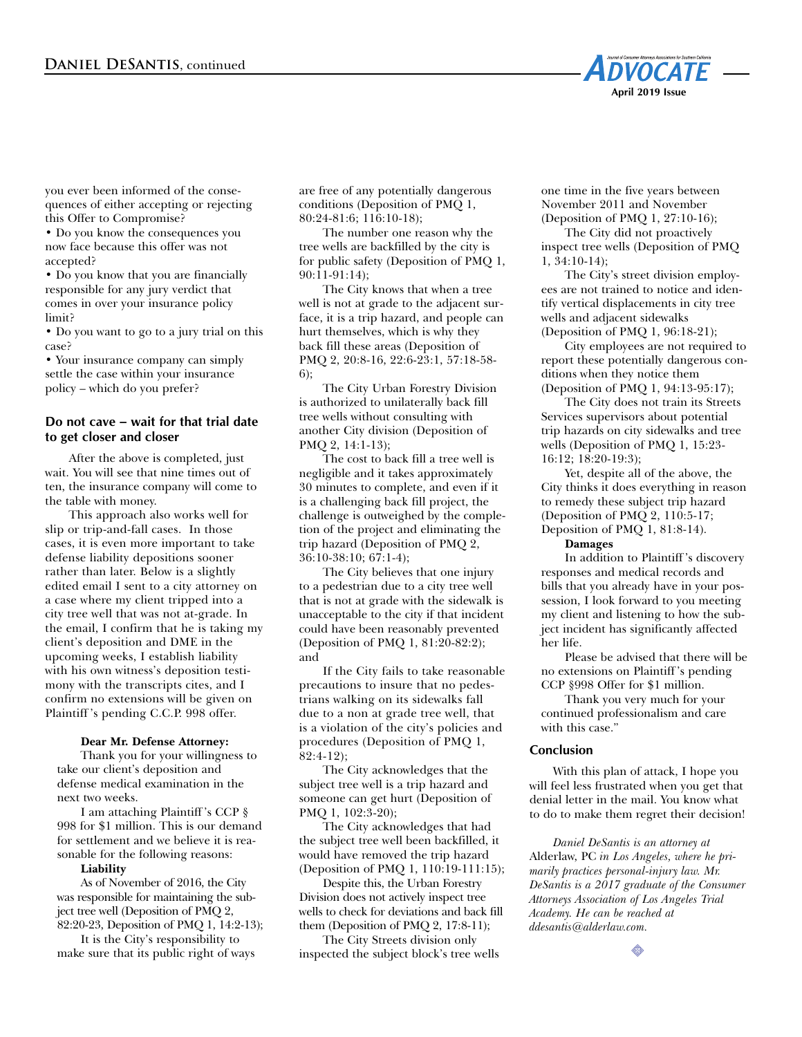you ever been informed of the consequences of either accepting or rejecting this Offer to Compromise?

- Do you know the consequences you now face because this offer was not accepted?
- Do you know that you are financially responsible for any jury verdict that comes in over your insurance policy limit?
- Do you want to go to a jury trial on this case?
- Your insurance company can simply settle the case within your insurance policy – which do you prefer?

### Do not cave – wait for that trial date to get closer and closer

After the above is completed, just wait. You will see that nine times out of ten, the insurance company will come to the table with money.

This approach also works well for slip or trip-and-fall cases. In those cases, it is even more important to take defense liability depositions sooner rather than later. Below is a slightly edited email I sent to a city attorney on a case where my client tripped into a city tree well that was not at-grade. In the email, I confirm that he is taking my client's deposition and DME in the upcoming weeks, I establish liability with his own witness's deposition testimony with the transcripts cites, and I confirm no extensions will be given on Plaintiff's pending C.C.P. 998 offer.

**Dear Mr. Defense Attorney:**

Thank you for your willingness to take our client's deposition and defense medical examination in the next two weeks.

I am attaching Plaintiff's CCP § 998 for $1 million. This is our demand for settlement and we believe it is reasonable for the following reasons:

**Liability**

As of November of 2016, the City was responsible for maintaining the subject tree well (Deposition of PMQ 2, 82:20-23, Deposition of PMQ 1, 14:2-13);

It is the City's responsibility to make sure that its public right of ways are free of any potentially dangerous conditions (Deposition of PMQ 1, 80:24-81:6; 116:10-18);

The number one reason why the tree wells are backfilled by the city is for public safety (Deposition of PMQ 1, 90:11-91:14);

The City knows that when a tree well is not at grade to the adjacent surface, it is a trip hazard, and people can hurt themselves, which is why they back fill these areas (Deposition of PMQ 2, 20:8-16, 22:6-23:1, 57:18-58-6);

The City Urban Forestry Division is authorized to unilaterally back fill tree wells without consulting with another City division (Deposition of PMQ 2, 14:1-13);

The cost to back fill a tree well is negligible and it takes approximately 30 minutes to complete, and even if it is a challenging back fill project, the challenge is outweighed by the completion of the project and eliminating the trip hazard (Deposition of PMQ 2, 36:10-38:10; 67:1-4);

The City believes that one injury to a pedestrian due to a city tree well that is not at grade with the sidewalk is unacceptable to the city if that incident could have been reasonably prevented (Deposition of PMQ 1, 81:20-82:2); and

If the City fails to take reasonable precautions to insure that no pedestrians walking on its sidewalks fall due to a non at grade tree well, that is a violation of the city's policies and procedures (Deposition of PMQ 1, 82:4-12);

The City acknowledges that the subject tree well is a trip hazard and someone can get hurt (Deposition of PMQ 1, 102:3-20);

The City acknowledges that had the subject tree well been backfilled, it would have removed the trip hazard (Deposition of PMQ 1, 110:19-111:15);

Despite this, the Urban Forestry Division does not actively inspect tree wells to check for deviations and back fill them (Deposition of PMQ 2, 17:8-11);

The City Streets division only inspected the subject block's tree wells one time in the five years between November 2011 and November (Deposition of PMQ 1, 27:10-16);

The City did not proactively inspect tree wells (Deposition of PMQ 1, 34:10-14);

The City's street division employees are not trained to notice and identify vertical displacements in city tree wells and adjacent sidewalks (Deposition of PMQ 1, 96:18-21);

City employees are not required to report these potentially dangerous conditions when they notice them (Deposition of PMQ 1, 94:13-95:17);

The City does not train its Streets Services supervisors about potential trip hazards on city sidewalks and tree wells (Deposition of PMQ 1, 15:23-16:12; 18:20-19:3);

Yet, despite all of the above, the City thinks it does everything in reason to remedy these subject trip hazard (Deposition of PMQ 2, 110:5-17; Deposition of PMQ 1, 81:8-14).

**Damages**

In addition to Plaintiff's discovery responses and medical records and bills that you already have in your possession, I look forward to you meeting my client and listening to how the subject incident has significantly affected her life.

Please be advised that there will be no extensions on Plaintiff's pending CCP §998 Offer for $1 million.

Thank you very much for your continued professionalism and care with this case."

### Conclusion

With this plan of attack, I hope you will feel less frustrated when you get that denial letter in the mail. You know what to do to make them regret their decision!

*Daniel DeSantis is an attorney at* Alderlaw, PC *in Los Angeles, where he primarily practices personal-injury law. Mr. DeSantis is a 2017 graduate of the Consumer Attorneys Association of Los Angeles Trial Academy. He can be reached at ddesantis@alderlaw.com.*